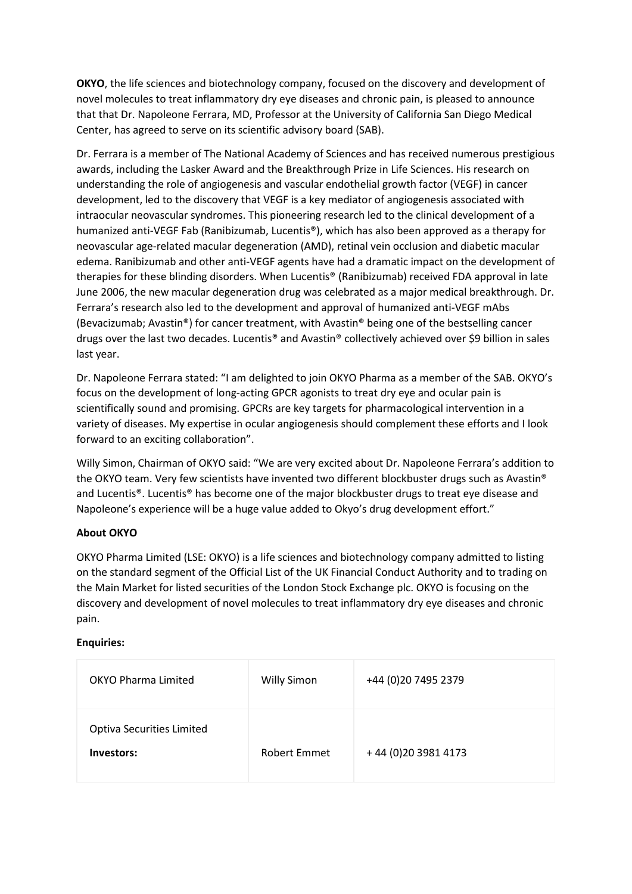**OKYO**, the life sciences and biotechnology company, focused on the discovery and development of novel molecules to treat inflammatory dry eye diseases and chronic pain, is pleased to announce that that Dr. Napoleone Ferrara, MD, Professor at the University of California San Diego Medical Center, has agreed to serve on its scientific advisory board (SAB).

Dr. Ferrara is a member of The National Academy of Sciences and has received numerous prestigious awards, including the Lasker Award and the Breakthrough Prize in Life Sciences. His research on understanding the role of angiogenesis and vascular endothelial growth factor (VEGF) in cancer development, led to the discovery that VEGF is a key mediator of angiogenesis associated with intraocular neovascular syndromes. This pioneering research led to the clinical development of a humanized anti-VEGF Fab (Ranibizumab, Lucentis®), which has also been approved as a therapy for neovascular age-related macular degeneration (AMD), retinal vein occlusion and diabetic macular edema. Ranibizumab and other anti-VEGF agents have had a dramatic impact on the development of therapies for these blinding disorders. When Lucentis® (Ranibizumab) received FDA approval in late June 2006, the new macular degeneration drug was celebrated as a major medical breakthrough. Dr. Ferrara's research also led to the development and approval of humanized anti-VEGF mAbs (Bevacizumab; Avastin®) for cancer treatment, with Avastin® being one of the bestselling cancer drugs over the last two decades. Lucentis® and Avastin® collectively achieved over $9 billion in sales last year.

Dr. Napoleone Ferrara stated: "I am delighted to join OKYO Pharma as a member of the SAB. OKYO's focus on the development of long-acting GPCR agonists to treat dry eye and ocular pain is scientifically sound and promising. GPCRs are key targets for pharmacological intervention in a variety of diseases. My expertise in ocular angiogenesis should complement these efforts and I look forward to an exciting collaboration".

Willy Simon, Chairman of OKYO said: "We are very excited about Dr. Napoleone Ferrara's addition to the OKYO team. Very few scientists have invented two different blockbuster drugs such as Avastin® and Lucentis®. Lucentis® has become one of the major blockbuster drugs to treat eye disease and Napoleone's experience will be a huge value added to Okyo's drug development effort."

**About OKYO**

OKYO Pharma Limited (LSE: OKYO) is a life sciences and biotechnology company admitted to listing on the standard segment of the Official List of the UK Financial Conduct Authority and to trading on the Main Market for listed securities of the London Stock Exchange plc. OKYO is focusing on the discovery and development of novel molecules to treat inflammatory dry eye diseases and chronic pain.

**Enquiries:**

| | | |
|---|---|---|
| OKYO Pharma Limited | Willy Simon | +44 (0)20 7495 2379 |
| Optiva Securities Limited<br>**Investors:** | Robert Emmet | + 44 (0)20 3981 4173 |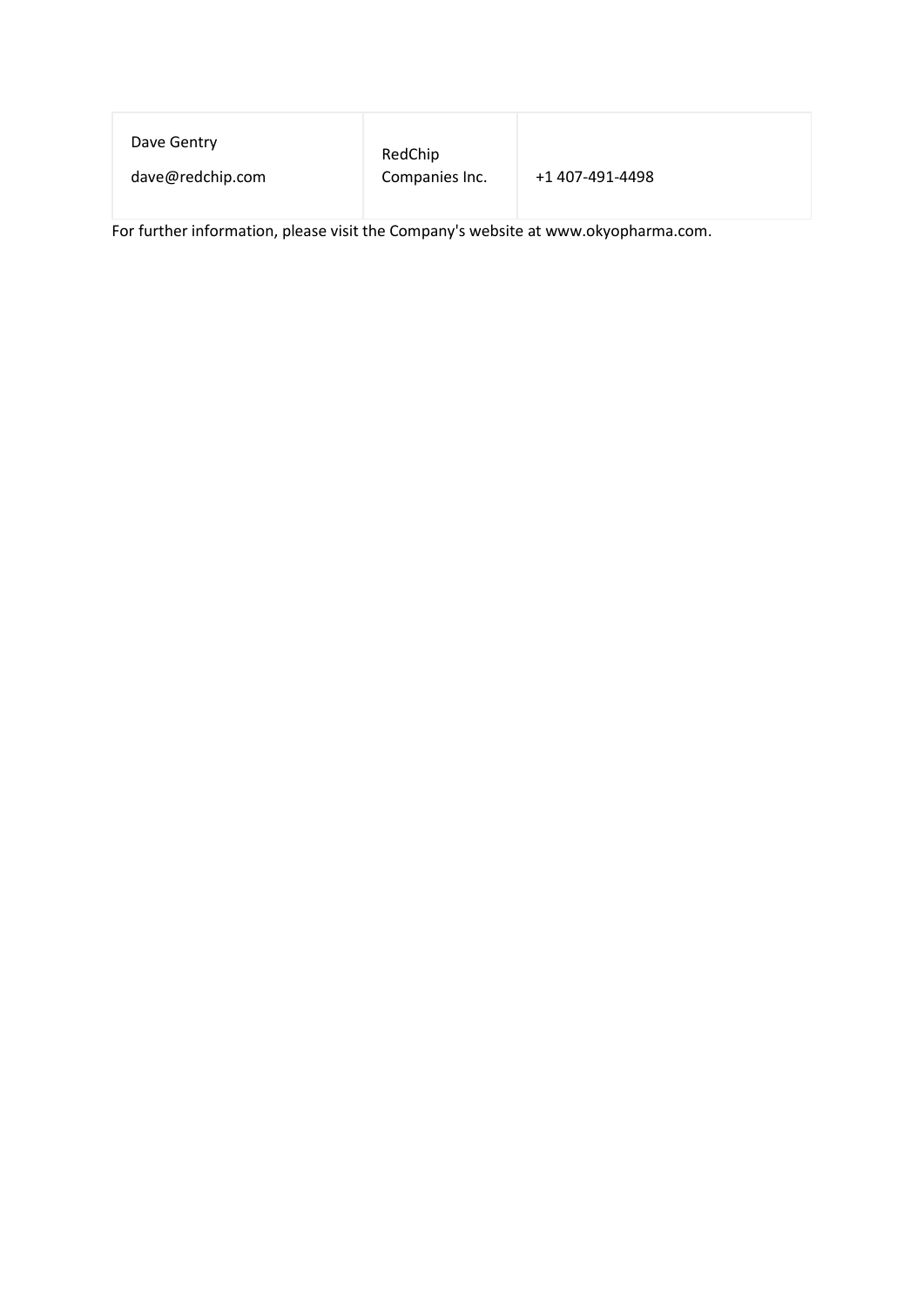| | | |
|---|---|---|
| Dave Gentry<br>dave@redchip.com | RedChip Companies Inc. | +1 407-491-4498 |

For further information, please visit the Company's website at www.okyopharma.com.